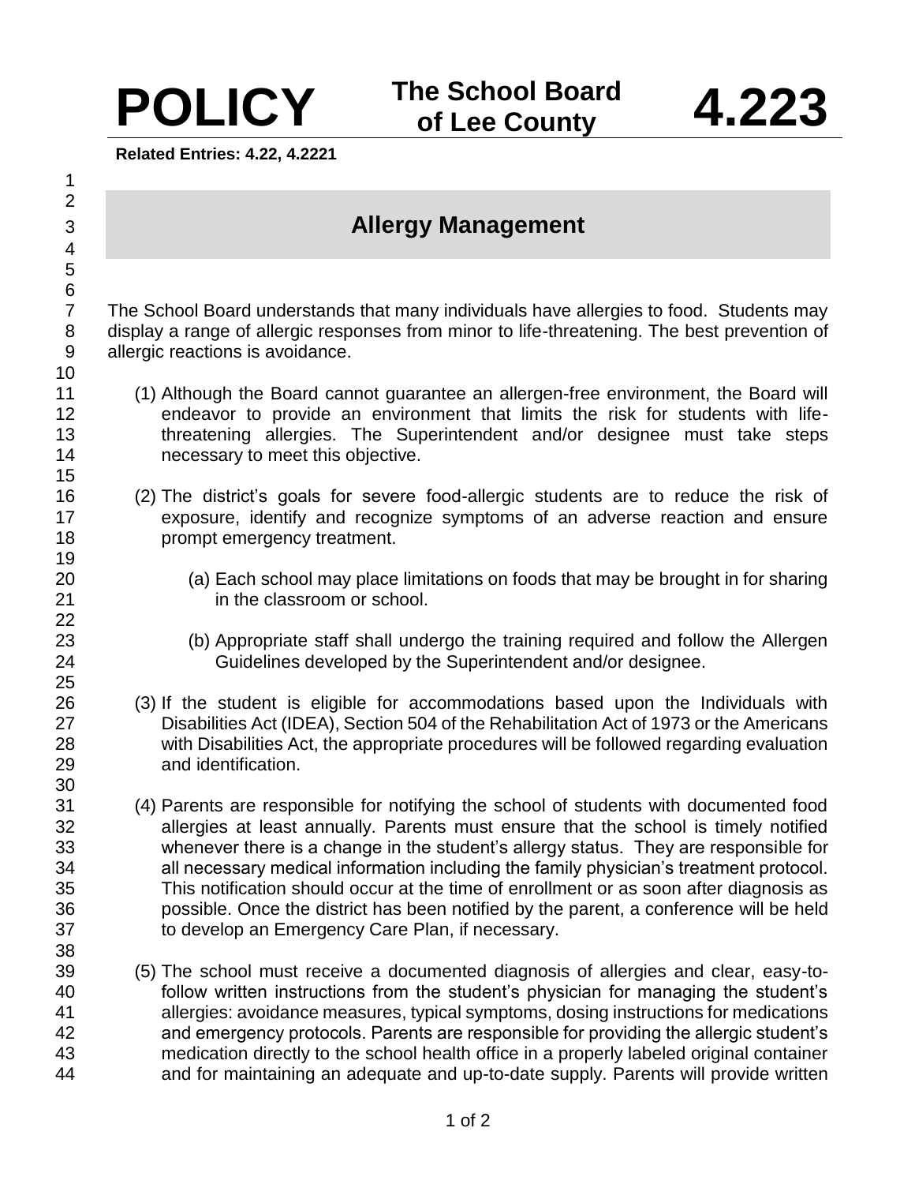**POLICY** **The School Board of Lee County** **4.223**

**Related Entries: 4.22, 4.2221**

# Allergy Management

The School Board understands that many individuals have allergies to food. Students may display a range of allergic responses from minor to life-threatening. The best prevention of allergic reactions is avoidance.

(1) Although the Board cannot guarantee an allergen-free environment, the Board will endeavor to provide an environment that limits the risk for students with life-threatening allergies. The Superintendent and/or designee must take steps necessary to meet this objective.

(2) The district's goals for severe food-allergic students are to reduce the risk of exposure, identify and recognize symptoms of an adverse reaction and ensure prompt emergency treatment.

(a) Each school may place limitations on foods that may be brought in for sharing in the classroom or school.

(b) Appropriate staff shall undergo the training required and follow the Allergen Guidelines developed by the Superintendent and/or designee.

(3) If the student is eligible for accommodations based upon the Individuals with Disabilities Act (IDEA), Section 504 of the Rehabilitation Act of 1973 or the Americans with Disabilities Act, the appropriate procedures will be followed regarding evaluation and identification.

(4) Parents are responsible for notifying the school of students with documented food allergies at least annually. Parents must ensure that the school is timely notified whenever there is a change in the student's allergy status. They are responsible for all necessary medical information including the family physician's treatment protocol. This notification should occur at the time of enrollment or as soon after diagnosis as possible. Once the district has been notified by the parent, a conference will be held to develop an Emergency Care Plan, if necessary.

(5) The school must receive a documented diagnosis of allergies and clear, easy-to-follow written instructions from the student's physician for managing the student's allergies: avoidance measures, typical symptoms, dosing instructions for medications and emergency protocols. Parents are responsible for providing the allergic student's medication directly to the school health office in a properly labeled original container and for maintaining an adequate and up-to-date supply. Parents will provide written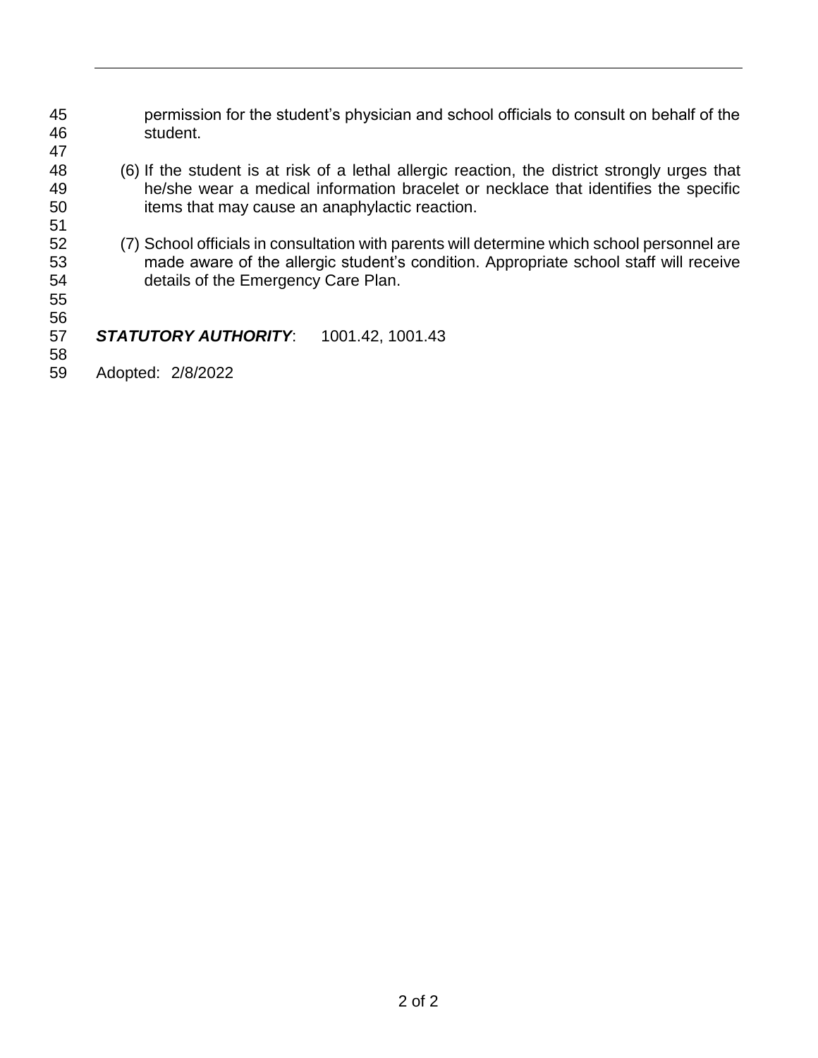permission for the student's physician and school officials to consult on behalf of the student.

(6) If the student is at risk of a lethal allergic reaction, the district strongly urges that he/she wear a medical information bracelet or necklace that identifies the specific items that may cause an anaphylactic reaction.

(7) School officials in consultation with parents will determine which school personnel are made aware of the allergic student's condition. Appropriate school staff will receive details of the Emergency Care Plan.

***STATUTORY AUTHORITY***: 1001.42, 1001.43

Adopted: 2/8/2022